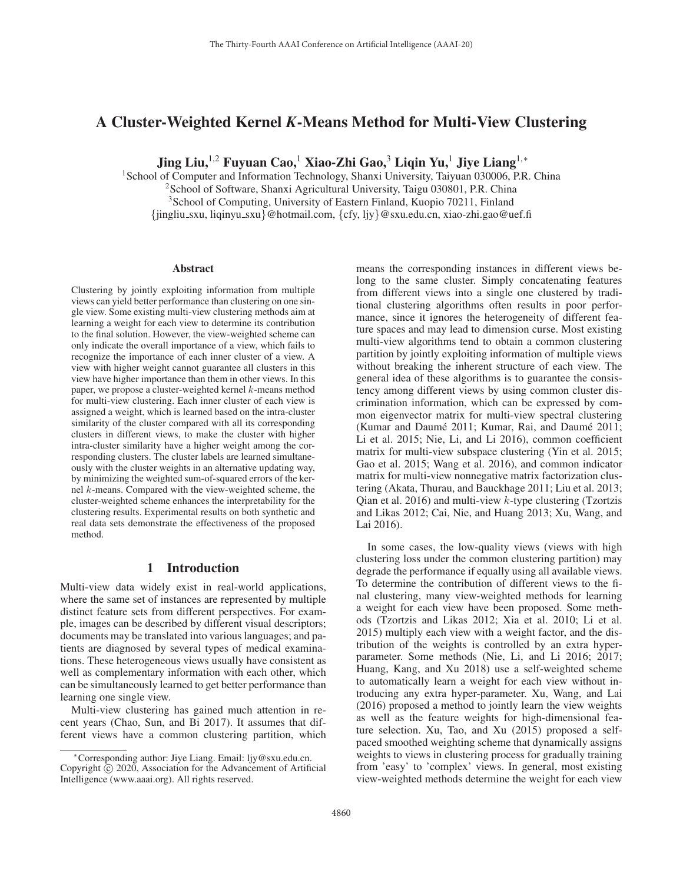# A Cluster-Weighted Kernel *K*-Means Method for Multi-View Clustering

**Jing Liu,[1,2] Fuyuan Cao,[1] Xiao-Zhi Gao,[3] Liqin Yu,[1] Jiye Liang[1,*]**

[1]School of Computer and Information Technology, Shanxi University, Taiyuan 030006, P.R. China
[2]School of Software, Shanxi Agricultural University, Taigu 030801, P.R. China
[3]School of Computing, University of Eastern Finland, Kuopio 70211, Finland
{jingliu_sxu, liqinyu_sxu}@hotmail.com, {cfy, ljy}@sxu.edu.cn, xiao-zhi.gao@uef.fi

## Abstract

Clustering by jointly exploiting information from multiple views can yield better performance than clustering on one single view. Some existing multi-view clustering methods aim at learning a weight for each view to determine its contribution to the final solution. However, the view-weighted scheme can only indicate the overall importance of a view, which fails to recognize the importance of each inner cluster of a view. A view with higher weight cannot guarantee all clusters in this view have higher importance than them in other views. In this paper, we propose a cluster-weighted kernel $k$-means method for multi-view clustering. Each inner cluster of each view is assigned a weight, which is learned based on the intra-cluster similarity of the cluster compared with all its corresponding clusters in different views, to make the cluster with higher intra-cluster similarity have a higher weight among the corresponding clusters. The cluster labels are learned simultaneously with the cluster weights in an alternative updating way, by minimizing the weighted sum-of-squared errors of the kernel $k$-means. Compared with the view-weighted scheme, the cluster-weighted scheme enhances the interpretability for the clustering results. Experimental results on both synthetic and real data sets demonstrate the effectiveness of the proposed method.

## 1 Introduction

Multi-view data widely exist in real-world applications, where the same set of instances are represented by multiple distinct feature sets from different perspectives. For example, images can be described by different visual descriptors; documents may be translated into various languages; and patients are diagnosed by several types of medical examinations. These heterogeneous views usually have consistent as well as complementary information with each other, which can be simultaneously learned to get better performance than learning one single view.

Multi-view clustering has gained much attention in recent years (Chao, Sun, and Bi 2017). It assumes that different views have a common clustering partition, which means the corresponding instances in different views belong to the same cluster. Simply concatenating features from different views into a single one clustered by traditional clustering algorithms often results in poor performance, since it ignores the heterogeneity of different feature spaces and may lead to dimension curse. Most existing multi-view algorithms tend to obtain a common clustering partition by jointly exploiting information of multiple views without breaking the inherent structure of each view. The general idea of these algorithms is to guarantee the consistency among different views by using common cluster discrimination information, which can be expressed by common eigenvector matrix for multi-view spectral clustering (Kumar and Daumé 2011; Kumar, Rai, and Daumé 2011; Li et al. 2015; Nie, Li, and Li 2016), common coefficient matrix for multi-view subspace clustering (Yin et al. 2015; Gao et al. 2015; Wang et al. 2016), and common indicator matrix for multi-view nonnegative matrix factorization clustering (Akata, Thurau, and Bauckhage 2011; Liu et al. 2013; Qian et al. 2016) and multi-view $k$-type clustering (Tzortzis and Likas 2012; Cai, Nie, and Huang 2013; Xu, Wang, and Lai 2016).

In some cases, the low-quality views (views with high clustering loss under the common clustering partition) may degrade the performance if equally using all available views. To determine the contribution of different views to the final clustering, many view-weighted methods for learning a weight for each view have been proposed. Some methods (Tzortzis and Likas 2012; Xia et al. 2010; Li et al. 2015) multiply each view with a weight factor, and the distribution of the weights is controlled by an extra hyperparameter. Some methods (Nie, Li, and Li 2016; 2017; Huang, Kang, and Xu 2018) use a self-weighted scheme to automatically learn a weight for each view without introducing any extra hyper-parameter. Xu, Wang, and Lai (2016) proposed a method to jointly learn the view weights as well as the feature weights for high-dimensional feature selection. Xu, Tao, and Xu (2015) proposed a self-paced smoothed weighting scheme that dynamically assigns weights to views in clustering process for gradually training from 'easy' to 'complex' views. In general, most existing view-weighted methods determine the weight for each view

*Corresponding author: Jiye Liang. Email: ljy@sxu.edu.cn.
Copyright © 2020, Association for the Advancement of Artificial Intelligence (www.aaai.org). All rights reserved.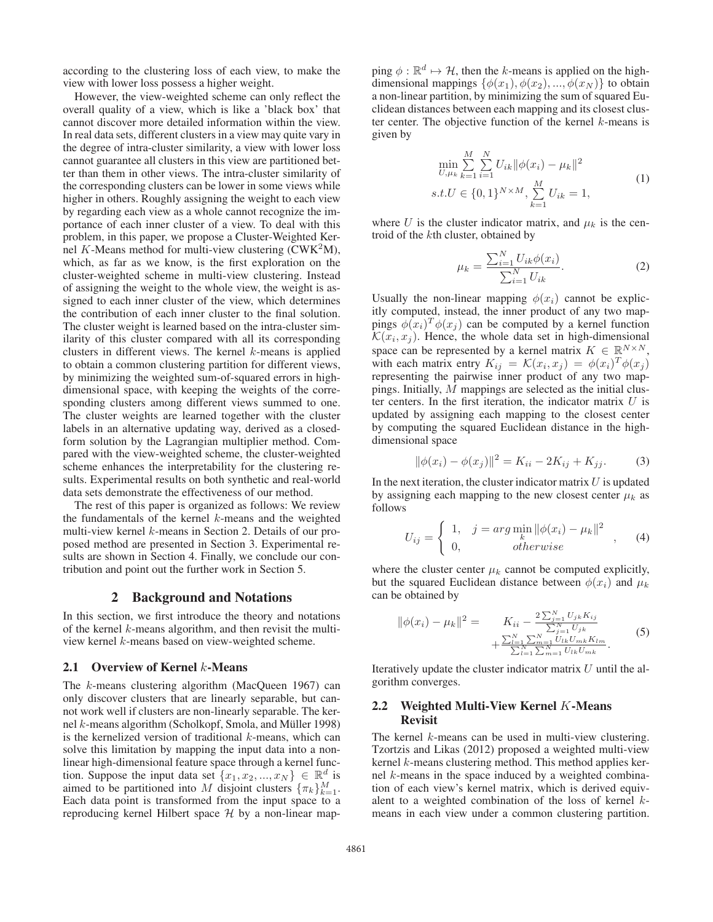according to the clustering loss of each view, to make the view with lower loss possess a higher weight.

However, the view-weighted scheme can only reflect the overall quality of a view, which is like a 'black box' that cannot discover more detailed information within the view. In real data sets, different clusters in a view may quite vary in the degree of intra-cluster similarity, a view with lower loss cannot guarantee all clusters in this view are partitioned better than them in other views. The intra-cluster similarity of the corresponding clusters can be lower in some views while higher in others. Roughly assigning the weight to each view by regarding each view as a whole cannot recognize the importance of each inner cluster of a view. To deal with this problem, in this paper, we propose a Cluster-Weighted Kernel $K$-Means method for multi-view clustering (CWK$^2$M), which, as far as we know, is the first exploration on the cluster-weighted scheme in multi-view clustering. Instead of assigning the weight to the whole view, the weight is assigned to each inner cluster of the view, which determines the contribution of each inner cluster to the final solution. The cluster weight is learned based on the intra-cluster similarity of this cluster compared with all its corresponding clusters in different views. The kernel $k$-means is applied to obtain a common clustering partition for different views, by minimizing the weighted sum-of-squared errors in high-dimensional space, with keeping the weights of the corresponding clusters among different views summed to one. The cluster weights are learned together with the cluster labels in an alternative updating way, derived as a closed-form solution by the Lagrangian multiplier method. Compared with the view-weighted scheme, the cluster-weighted scheme enhances the interpretability for the clustering results. Experimental results on both synthetic and real-world data sets demonstrate the effectiveness of our method.

The rest of this paper is organized as follows: We review the fundamentals of the kernel $k$-means and the weighted multi-view kernel $k$-means in Section 2. Details of our proposed method are presented in Section 3. Experimental results are shown in Section 4. Finally, we conclude our contribution and point out the further work in Section 5.

## 2 Background and Notations

In this section, we first introduce the theory and notations of the kernel $k$-means algorithm, and then revisit the multi-view kernel $k$-means based on view-weighted scheme.

### 2.1 Overview of Kernel $k$-Means

The $k$-means clustering algorithm (MacQueen 1967) can only discover clusters that are linearly separable, but cannot work well if clusters are non-linearly separable. The kernel $k$-means algorithm (Scholkopf, Smola, and Müller 1998) is the kernelized version of traditional $k$-means, which can solve this limitation by mapping the input data into a non-linear high-dimensional feature space through a kernel function. Suppose the input data set $\{x_1, x_2, ..., x_N\} \in \mathbb{R}^d$ is aimed to be partitioned into $M$ disjoint clusters $\{\pi_k\}_{k=1}^M$. Each data point is transformed from the input space to a reproducing kernel Hilbert space $\mathcal{H}$ by a non-linear mapping $\phi : \mathbb{R}^d \mapsto \mathcal{H}$, then the $k$-means is applied on the high-dimensional mappings $\{\phi(x_1), \phi(x_2), ..., \phi(x_N)\}$ to obtain a non-linear partition, by minimizing the sum of squared Euclidean distances between each mapping and its closest cluster center. The objective function of the kernel $k$-means is given by

$$\min_{U,\mu_k} \sum_{k=1}^{M} \sum_{i=1}^{N} U_{ik} \|\phi(x_i) - \mu_k\|^2$$
$$s.t. U \in \{0,1\}^{N\times M}, \sum_{k=1}^{M} U_{ik} = 1, \tag{1}$$

where $U$ is the cluster indicator matrix, and $\mu_k$ is the centroid of the $k$th cluster, obtained by

$$\mu_k = \frac{\sum_{i=1}^N U_{ik}\phi(x_i)}{\sum_{i=1}^N U_{ik}}. \tag{2}$$

Usually the non-linear mapping $\phi(x_i)$ cannot be explicitly computed, instead, the inner product of any two mappings $\phi(x_i)^T\phi(x_j)$ can be computed by a kernel function $\mathcal{K}(x_i, x_j)$. Hence, the whole data set in high-dimensional space can be represented by a kernel matrix $K \in \mathbb{R}^{N\times N}$, with each matrix entry $K_{ij} = \mathcal{K}(x_i, x_j) = \phi(x_i)^T\phi(x_j)$ representing the pairwise inner product of any two mappings. Initially, $M$ mappings are selected as the initial cluster centers. In the first iteration, the indicator matrix $U$ is updated by assigning each mapping to the closest center by computing the squared Euclidean distance in the high-dimensional space

$$\|\phi(x_i) - \phi(x_j)\|^2 = K_{ii} - 2K_{ij} + K_{jj}. \tag{3}$$

In the next iteration, the cluster indicator matrix $U$ is updated by assigning each mapping to the new closest center $\mu_k$ as follows

$$U_{ij} = \begin{cases} 1, & j = arg\min_k \|\phi(x_i) - \mu_k\|^2 \\ 0, & otherwise \end{cases}, \tag{4}$$

where the cluster center $\mu_k$ cannot be computed explicitly, but the squared Euclidean distance between $\phi(x_i)$ and $\mu_k$ can be obtained by

$$\|\phi(x_i) - \mu_k\|^2 = K_{ii} - \frac{2\sum_{j=1}^N U_{jk}K_{ij}}{\sum_{j=1}^N U_{jk}} + \frac{\sum_{l=1}^N\sum_{m=1}^N U_{lk}U_{mk}K_{lm}}{\sum_{l=1}^N\sum_{m=1}^N U_{lk}U_{mk}}. \tag{5}$$

Iteratively update the cluster indicator matrix $U$ until the algorithm converges.

### 2.2 Weighted Multi-View Kernel $K$-Means Revisit

The kernel $k$-means can be used in multi-view clustering. Tzortzis and Likas (2012) proposed a weighted multi-view kernel $k$-means clustering method. This method applies kernel $k$-means in the space induced by a weighted combination of each view's kernel matrix, which is derived equivalent to a weighted combination of the loss of kernel $k$-means in each view under a common clustering partition.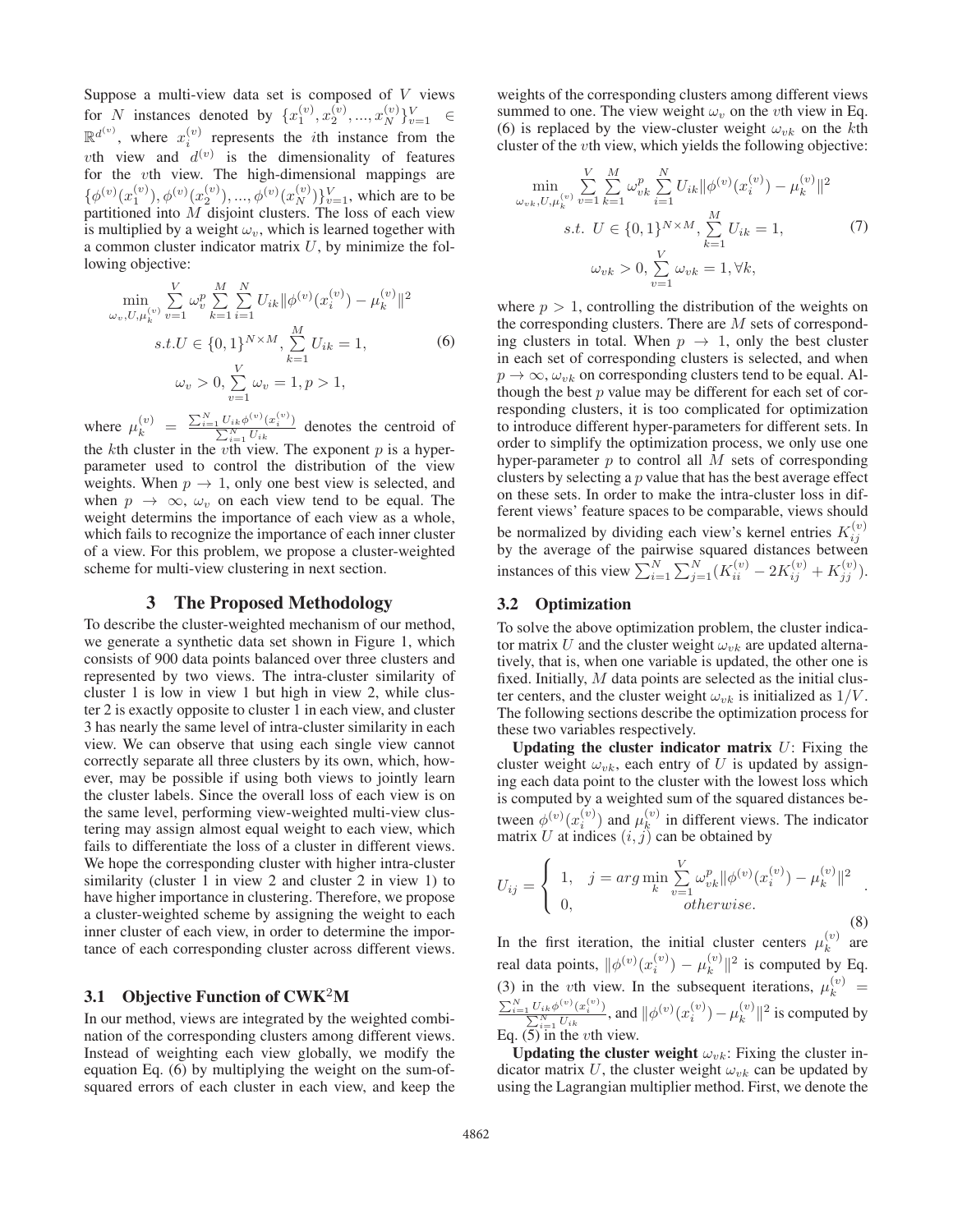Suppose a multi-view data set is composed of $V$ views for $N$ instances denoted by $\{x_1^{(v)}, x_2^{(v)}, ..., x_N^{(v)}\}_{v=1}^V \in \mathbb{R}^{d^{(v)}}$, where $x_i^{(v)}$ represents the $i$th instance from the $v$th view and $d^{(v)}$ is the dimensionality of features for the $v$th view. The high-dimensional mappings are $\{\phi^{(v)}(x_1^{(v)}), \phi^{(v)}(x_2^{(v)}), ..., \phi^{(v)}(x_N^{(v)})\}_{v=1}^V$, which are to be partitioned into $M$ disjoint clusters. The loss of each view is multiplied by a weight $\omega_v$, which is learned together with a common cluster indicator matrix $U$, by minimize the following objective:

$$\min_{\omega_v, U, \mu_k^{(v)}} \sum_{v=1}^{V} \omega_v^p \sum_{k=1}^{M} \sum_{i=1}^{N} U_{ik} \|\phi^{(v)}(x_i^{(v)}) - \mu_k^{(v)}\|^2$$
$$s.t. U \in \{0,1\}^{N \times M}, \sum_{k=1}^{M} U_{ik} = 1, \tag{6}$$
$$\omega_v > 0, \sum_{v=1}^{V} \omega_v = 1, p > 1,$$

where $\mu_k^{(v)} = \frac{\sum_{i=1}^N U_{ik}\phi^{(v)}(x_i^{(v)})}{\sum_{i=1}^N U_{ik}}$ denotes the centroid of the $k$th cluster in the $v$th view. The exponent $p$ is a hyper-parameter used to control the distribution of the view weights. When $p \to 1$, only one best view is selected, and when $p \to \infty$, $\omega_v$ on each view tend to be equal. The weight determins the importance of each view as a whole, which fails to recognize the importance of each inner cluster of a view. For this problem, we propose a cluster-weighted scheme for multi-view clustering in next section.

## 3 The Proposed Methodology

To describe the cluster-weighted mechanism of our method, we generate a synthetic data set shown in Figure 1, which consists of 900 data points balanced over three clusters and represented by two views. The intra-cluster similarity of cluster 1 is low in view 1 but high in view 2, while cluster 2 is exactly opposite to cluster 1 in each view, and cluster 3 has nearly the same level of intra-cluster similarity in each view. We can observe that using each single view cannot correctly separate all three clusters by its own, which, however, may be possible if using both views to jointly learn the cluster labels. Since the overall loss of each view is on the same level, performing view-weighted multi-view clustering may assign almost equal weight to each view, which fails to differentiate the loss of a cluster in different views. We hope the corresponding cluster with higher intra-cluster similarity (cluster 1 in view 2 and cluster 2 in view 1) to have higher importance in clustering. Therefore, we propose a cluster-weighted scheme by assigning the weight to each inner cluster of each view, in order to determine the importance of each corresponding cluster across different views.

### 3.1 Objective Function of CWK$^2$M

In our method, views are integrated by the weighted combination of the corresponding clusters among different views. Instead of weighting each view globally, we modify the equation Eq. (6) by multiplying the weight on the sum-of-squared errors of each cluster in each view, and keep the weights of the corresponding clusters among different views summed to one. The view weight $\omega_v$ on the $v$th view in Eq. (6) is replaced by the view-cluster weight $\omega_{vk}$ on the $k$th cluster of the $v$th view, which yields the following objective:

$$\min_{\omega_{vk}, U, \mu_k^{(v)}} \sum_{v=1}^{V} \sum_{k=1}^{M} \omega_{vk}^p \sum_{i=1}^{N} U_{ik} \|\phi^{(v)}(x_i^{(v)}) - \mu_k^{(v)}\|^2$$
$$s.t. \; U \in \{0,1\}^{N \times M}, \sum_{k=1}^{M} U_{ik} = 1, \tag{7}$$
$$\omega_{vk} > 0, \sum_{v=1}^{V} \omega_{vk} = 1, \forall k,$$

where $p > 1$, controlling the distribution of the weights on the corresponding clusters. There are $M$ sets of corresponding clusters in total. When $p \to 1$, only the best cluster in each set of corresponding clusters is selected, and when $p \to \infty$, $\omega_{vk}$ on corresponding clusters tend to be equal. Although the best $p$ value may be different for each set of corresponding clusters, it is too complicated for optimization to introduce different hyper-parameters for different sets. In order to simplify the optimization process, we only use one hyper-parameter $p$ to control all $M$ sets of corresponding clusters by selecting a $p$ value that has the best average effect on these sets. In order to make the intra-cluster loss in different views' feature spaces to be comparable, views should be normalized by dividing each view's kernel entries $K_{ij}^{(v)}$ by the average of the pairwise squared distances between instances of this view $\sum_{i=1}^N \sum_{j=1}^N (K_{ii}^{(v)} - 2K_{ij}^{(v)} + K_{jj}^{(v)})$.

### 3.2 Optimization

To solve the above optimization problem, the cluster indicator matrix $U$ and the cluster weight $\omega_{vk}$ are updated alternatively, that is, when one variable is updated, the other one is fixed. Initially, $M$ data points are selected as the initial cluster centers, and the cluster weight $\omega_{vk}$ is initialized as $1/V$. The following sections describe the optimization process for these two variables respectively.

**Updating the cluster indicator matrix $U$:** Fixing the cluster weight $\omega_{vk}$, each entry of $U$ is updated by assigning each data point to the cluster with the lowest loss which is computed by a weighted sum of the squared distances between $\phi^{(v)}(x_i^{(v)})$ and $\mu_k^{(v)}$ in different views. The indicator matrix $U$ at indices $(i, j)$ can be obtained by

$$U_{ij} = \begin{cases} 1, & j = arg\min_k \sum_{v=1}^{V} \omega_{vk}^p \|\phi^{(v)}(x_i^{(v)}) - \mu_k^{(v)}\|^2 \\ 0, & otherwise. \end{cases} \tag{8}$$

In the first iteration, the initial cluster centers $\mu_k^{(v)}$ are real data points, $\|\phi^{(v)}(x_i^{(v)}) - \mu_k^{(v)}\|^2$ is computed by Eq. (3) in the $v$th view. In the subsequent iterations, $\mu_k^{(v)} = \frac{\sum_{i=1}^N U_{ik}\phi^{(v)}(x_i^{(v)})}{\sum_{i=1}^N U_{ik}}$, and $\|\phi^{(v)}(x_i^{(v)}) - \mu_k^{(v)}\|^2$ is computed by Eq. (5) in the $v$th view.

**Updating the cluster weight $\omega_{vk}$:** Fixing the cluster indicator matrix $U$, the cluster weight $\omega_{vk}$ can be updated by using the Lagrangian multiplier method. First, we denote the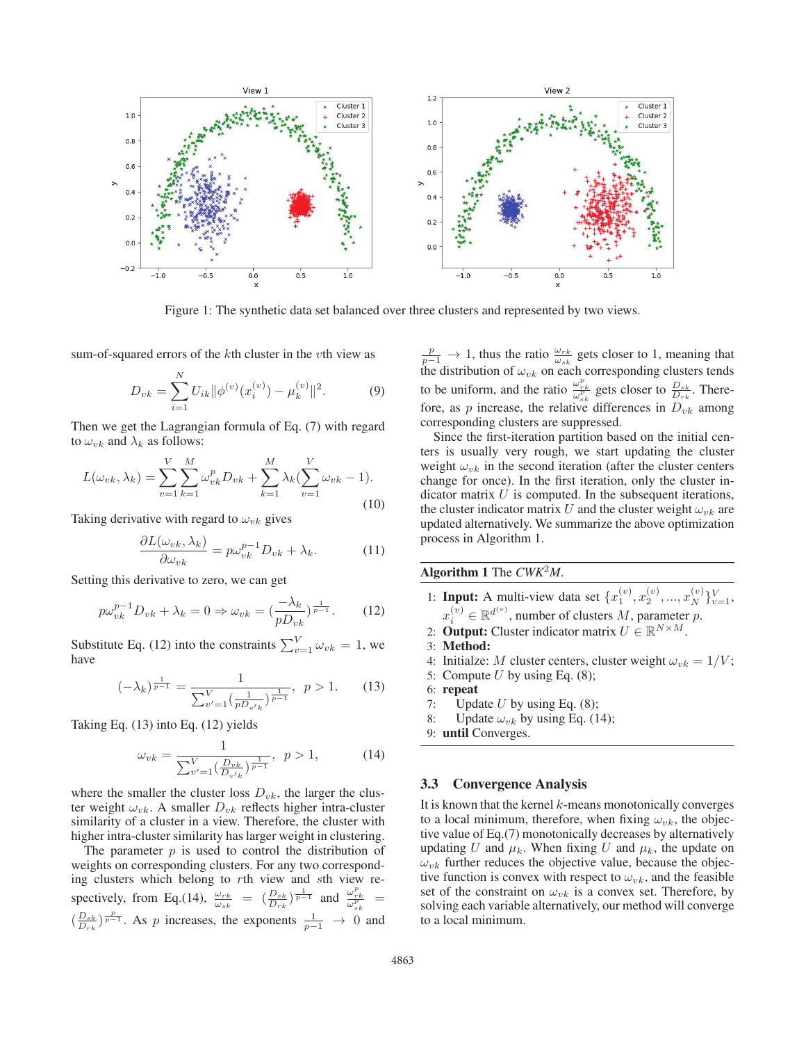Figure 1: The synthetic data set balanced over three clusters and represented by two views.

sum-of-squared errors of the $k$th cluster in the $v$th view as

$$D_{vk} = \sum_{i=1}^{N} U_{ik} \|\phi^{(v)}(x_i^{(v)}) - \mu_k^{(v)}\|^2. \tag{9}$$

Then we get the Lagrangian formula of Eq. (7) with regard to $\omega_{vk}$ and $\lambda_k$ as follows:

$$L(\omega_{vk}, \lambda_k) = \sum_{v=1}^{V} \sum_{k=1}^{M} \omega_{vk}^p D_{vk} + \sum_{k=1}^{M} \lambda_k (\sum_{v=1}^{V} \omega_{vk} - 1). \tag{10}$$

Taking derivative with regard to $\omega_{vk}$ gives

$$\frac{\partial L(\omega_{vk}, \lambda_k)}{\partial \omega_{vk}} = p\omega_{vk}^{p-1} D_{vk} + \lambda_k. \tag{11}$$

Setting this derivative to zero, we can get

$$p\omega_{vk}^{p-1} D_{vk} + \lambda_k = 0 \Rightarrow \omega_{vk} = (\frac{-\lambda_k}{pD_{vk}})^{\frac{1}{p-1}}. \tag{12}$$

Substitute Eq. (12) into the constraints $\sum_{v=1}^{V} \omega_{vk} = 1$, we have

$$(-\lambda_k)^{\frac{1}{p-1}} = \frac{1}{\sum_{v'=1}^{V} (\frac{1}{pD_{v'k}})^{\frac{1}{p-1}}}, \quad p > 1. \tag{13}$$

Taking Eq. (13) into Eq. (12) yields

$$\omega_{vk} = \frac{1}{\sum_{v'=1}^{V} (\frac{D_{vk}}{D_{v'k}})^{\frac{1}{p-1}}}, \quad p > 1, \tag{14}$$

where the smaller the cluster loss $D_{vk}$, the larger the cluster weight $\omega_{vk}$. A smaller $D_{vk}$ reflects higher intra-cluster similarity of a cluster in a view. Therefore, the cluster with higher intra-cluster similarity has larger weight in clustering.

The parameter $p$ is used to control the distribution of weights on corresponding clusters. For any two corresponding clusters which belong to $r$th view and $s$th view respectively, from Eq.(14), $\frac{\omega_{rk}}{\omega_{sk}} = (\frac{D_{sk}}{D_{rk}})^{\frac{1}{p-1}}$ and $\frac{\omega_{rk}^p}{\omega_{sk}^p} = (\frac{D_{sk}}{D_{rk}})^{\frac{p}{p-1}}$. As $p$ increases, the exponents $\frac{1}{p-1} \rightarrow 0$ and $\frac{p}{p-1} \rightarrow 1$, thus the ratio $\frac{\omega_{rk}}{\omega_{sk}}$ gets closer to 1, meaning that the distribution of $\omega_{vk}$ on each corresponding clusters tends to be uniform, and the ratio $\frac{\omega_{rk}^p}{\omega_{sk}^p}$ gets closer to $\frac{D_{sk}}{D_{rk}}$. Therefore, as $p$ increase, the relative differences in $D_{vk}$ among corresponding clusters are suppressed.

Since the first-iteration partition based on the initial centers is usually very rough, we start updating the cluster weight $\omega_{vk}$ in the second iteration (after the cluster centers change for once). In the first iteration, only the cluster indicator matrix $U$ is computed. In the subsequent iterations, the cluster indicator matrix $U$ and the cluster weight $\omega_{vk}$ are updated alternatively. We summarize the above optimization process in Algorithm 1.

**Algorithm 1** The *CWK*$^2$*M*.

1: **Input:** A multi-view data set $\{x_1^{(v)}, x_2^{(v)}, ..., x_N^{(v)}\}_{v=1}^{V}$, $x_i^{(v)} \in \mathbb{R}^{d^{(v)}}$, number of clusters $M$, parameter $p$.
2: **Output:** Cluster indicator matrix $U \in \mathbb{R}^{N \times M}$.
3: **Method:**
4: Initialze: $M$ cluster centers, cluster weight $\omega_{vk} = 1/V$;
5: Compute $U$ by using Eq. (8);
6: **repeat**
7: Update $U$ by using Eq. (8);
8: Update $\omega_{vk}$ by using Eq. (14);
9: **until** Converges.

### 3.3 Convergence Analysis

It is known that the kernel $k$-means monotonically converges to a local minimum, therefore, when fixing $\omega_{vk}$, the objective value of Eq.(7) monotonically decreases by alternatively updating $U$ and $\mu_k$. When fixing $U$ and $\mu_k$, the update on $\omega_{vk}$ further reduces the objective value, because the objective function is convex with respect to $\omega_{vk}$, and the feasible set of the constraint on $\omega_{vk}$ is a convex set. Therefore, by solving each variable alternatively, our method will converge to a local minimum.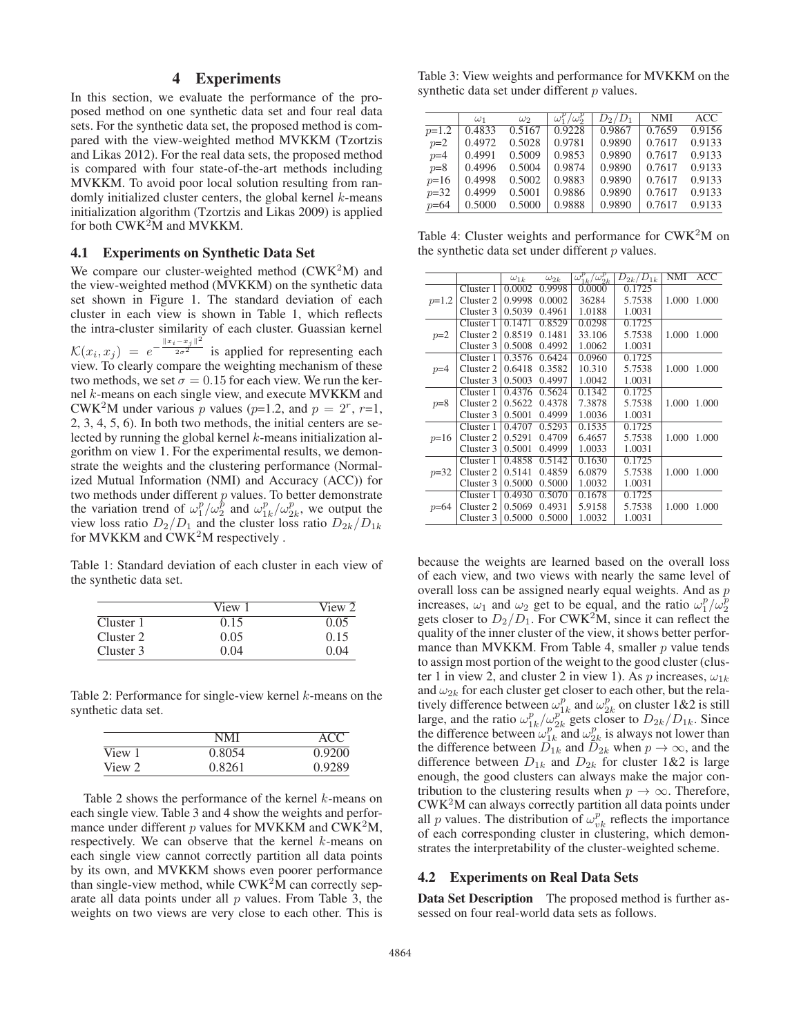## 4 Experiments

In this section, we evaluate the performance of the proposed method on one synthetic data set and four real data sets. For the synthetic data set, the proposed method is compared with the view-weighted method MVKKM (Tzortzis and Likas 2012). For the real data sets, the proposed method is compared with four state-of-the-art methods including MVKKM. To avoid poor local solution resulting from randomly initialized cluster centers, the global kernel $k$-means initialization algorithm (Tzortzis and Likas 2009) is applied for both CWK$^2$M and MVKKM.

### 4.1 Experiments on Synthetic Data Set

We compare our cluster-weighted method (CWK$^2$M) and the view-weighted method (MVKKM) on the synthetic data set shown in Figure 1. The standard deviation of each cluster in each view is shown in Table 1, which reflects the intra-cluster similarity of each cluster. Guassian kernel $\mathcal{K}(x_i, x_j) = e^{-\frac{\|x_i - x_j\|^2}{2\sigma^2}}$ is applied for representing each view. To clearly compare the weighting mechanism of these two methods, we set $\sigma = 0.15$ for each view. We run the kernel $k$-means on each single view, and execute MVKKM and CWK$^2$M under various $p$ values ($p$=1.2, and $p = 2^r$, $r$=1, 2, 3, 4, 5, 6). In both two methods, the initial centers are selected by running the global kernel $k$-means initialization algorithm on view 1. For the experimental results, we demonstrate the weights and the clustering performance (Normalized Mutual Information (NMI) and Accuracy (ACC)) for two methods under different $p$ values. To better demonstrate the variation trend of $\omega_1^p/\omega_2^p$ and $\omega_{1k}^p/\omega_{2k}^p$, we output the view loss ratio $D_2/D_1$ and the cluster loss ratio $D_{2k}/D_{1k}$ for MVKKM and CWK$^2$M respectively .

Table 1: Standard deviation of each cluster in each view of the synthetic data set.

| | View 1 | View 2 |
|---|---|---|
| Cluster 1 | 0.15 | 0.05 |
| Cluster 2 | 0.05 | 0.15 |
| Cluster 3 | 0.04 | 0.04 |

Table 2: Performance for single-view kernel $k$-means on the synthetic data set.

| | NMI | ACC |
|---|---|---|
| View 1 | 0.8054 | 0.9200 |
| View 2 | 0.8261 | 0.9289 |

Table 2 shows the performance of the kernel $k$-means on each single view. Table 3 and 4 show the weights and performance under different $p$ values for MVKKM and CWK$^2$M, respectively. We can observe that the kernel $k$-means on each single view cannot correctly partition all data points by its own, and MVKKM shows even poorer performance than single-view method, while CWK$^2$M can correctly separate all data points under all $p$ values. From Table 3, the weights on two views are very close to each other. This is because the weights are learned based on the overall loss of each view, and two views with nearly the same level of overall loss can be assigned nearly equal weights. And as $p$ increases, $\omega_1$ and $\omega_2$ get to be equal, and the ratio $\omega_1^p/\omega_2^p$ gets closer to $D_2/D_1$. For CWK$^2$M, since it can reflect the quality of the inner cluster of the view, it shows better performance than MVKKM. From Table 4, smaller $p$ value tends to assign most portion of the weight to the good cluster (cluster 1 in view 2, and cluster 2 in view 1). As $p$ increases, $\omega_{1k}$ and $\omega_{2k}$ for each cluster get closer to each other, but the relatively difference between $\omega_{1k}^p$ and $\omega_{2k}^p$ on cluster 1&2 is still large, and the ratio $\omega_{1k}^p/\omega_{2k}^p$ gets closer to $D_{2k}/D_{1k}$. Since the difference between $\omega_{1k}^p$ and $\omega_{2k}^p$ is always not lower than the difference between $D_{1k}$ and $D_{2k}$ when $p \to \infty$, and the difference between $D_{1k}$ and $D_{2k}$ for cluster 1&2 is large enough, the good clusters can always make the major contribution to the clustering results when $p \to \infty$. Therefore, CWK$^2$M can always correctly partition all data points under all $p$ values. The distribution of $\omega_{vk}^p$ reflects the importance of each corresponding cluster in clustering, which demonstrates the interpretability of the cluster-weighted scheme.

Table 3: View weights and performance for MVKKM on the synthetic data set under different $p$ values.

| | $\omega_1$ | $\omega_2$ | $\omega_1^p/\omega_2^p$ | $D_2/D_1$ | NMI | ACC |
|---|---|---|---|---|---|---|
| $p$=1.2 | 0.4833 | 0.5167 | 0.9228 | 0.9867 | 0.7659 | 0.9156 |
| $p$=2 | 0.4972 | 0.5028 | 0.9781 | 0.9890 | 0.7617 | 0.9133 |
| $p$=4 | 0.4991 | 0.5009 | 0.9853 | 0.9890 | 0.7617 | 0.9133 |
| $p$=8 | 0.4996 | 0.5004 | 0.9874 | 0.9890 | 0.7617 | 0.9133 |
| $p$=16 | 0.4998 | 0.5002 | 0.9883 | 0.9890 | 0.7617 | 0.9133 |
| $p$=32 | 0.4999 | 0.5001 | 0.9886 | 0.9890 | 0.7617 | 0.9133 |
| $p$=64 | 0.5000 | 0.5000 | 0.9888 | 0.9890 | 0.7617 | 0.9133 |

Table 4: Cluster weights and performance for CWK$^2$M on the synthetic data set under different $p$ values.

| | | $\omega_{1k}$ | $\omega_{2k}$ | $\omega_{1k}^p/\omega_{2k}^p$ | $D_{2k}/D_{1k}$ | NMI | ACC |
|---|---|---|---|---|---|---|---|
| $p$=1.2 | Cluster 1 | 0.0002 | 0.9998 | 0.0000 | 0.1725 | 1.000 | 1.000 |
| | Cluster 2 | 0.9998 | 0.0002 | 36284 | 5.7538 | | |
| | Cluster 3 | 0.5039 | 0.4961 | 1.0188 | 1.0031 | | |
| $p$=2 | Cluster 1 | 0.1471 | 0.8529 | 0.0298 | 0.1725 | 1.000 | 1.000 |
| | Cluster 2 | 0.8519 | 0.1481 | 33.106 | 5.7538 | | |
| | Cluster 3 | 0.5008 | 0.4992 | 1.0062 | 1.0031 | | |
| $p$=4 | Cluster 1 | 0.3576 | 0.6424 | 0.0960 | 0.1725 | 1.000 | 1.000 |
| | Cluster 2 | 0.6418 | 0.3582 | 10.310 | 5.7538 | | |
| | Cluster 3 | 0.5003 | 0.4997 | 1.0042 | 1.0031 | | |
| $p$=8 | Cluster 1 | 0.4376 | 0.5624 | 0.1342 | 0.1725 | 1.000 | 1.000 |
| | Cluster 2 | 0.5622 | 0.4378 | 7.3878 | 5.7538 | | |
| | Cluster 3 | 0.5001 | 0.4999 | 1.0036 | 1.0031 | | |
| $p$=16 | Cluster 1 | 0.4707 | 0.5293 | 0.1535 | 0.1725 | 1.000 | 1.000 |
| | Cluster 2 | 0.5291 | 0.4709 | 6.4657 | 5.7538 | | |
| | Cluster 3 | 0.5001 | 0.4999 | 1.0033 | 1.0031 | | |
| $p$=32 | Cluster 1 | 0.4858 | 0.5142 | 0.1630 | 0.1725 | 1.000 | 1.000 |
| | Cluster 2 | 0.5141 | 0.4859 | 6.0879 | 5.7538 | | |
| | Cluster 3 | 0.5000 | 0.5000 | 1.0032 | 1.0031 | | |
| $p$=64 | Cluster 1 | 0.4930 | 0.5070 | 0.1678 | 0.1725 | 1.000 | 1.000 |
| | Cluster 2 | 0.5069 | 0.4931 | 5.9158 | 5.7538 | | |
| | Cluster 3 | 0.5000 | 0.5000 | 1.0032 | 1.0031 | | |

### 4.2 Experiments on Real Data Sets

**Data Set Description** The proposed method is further assessed on four real-world data sets as follows.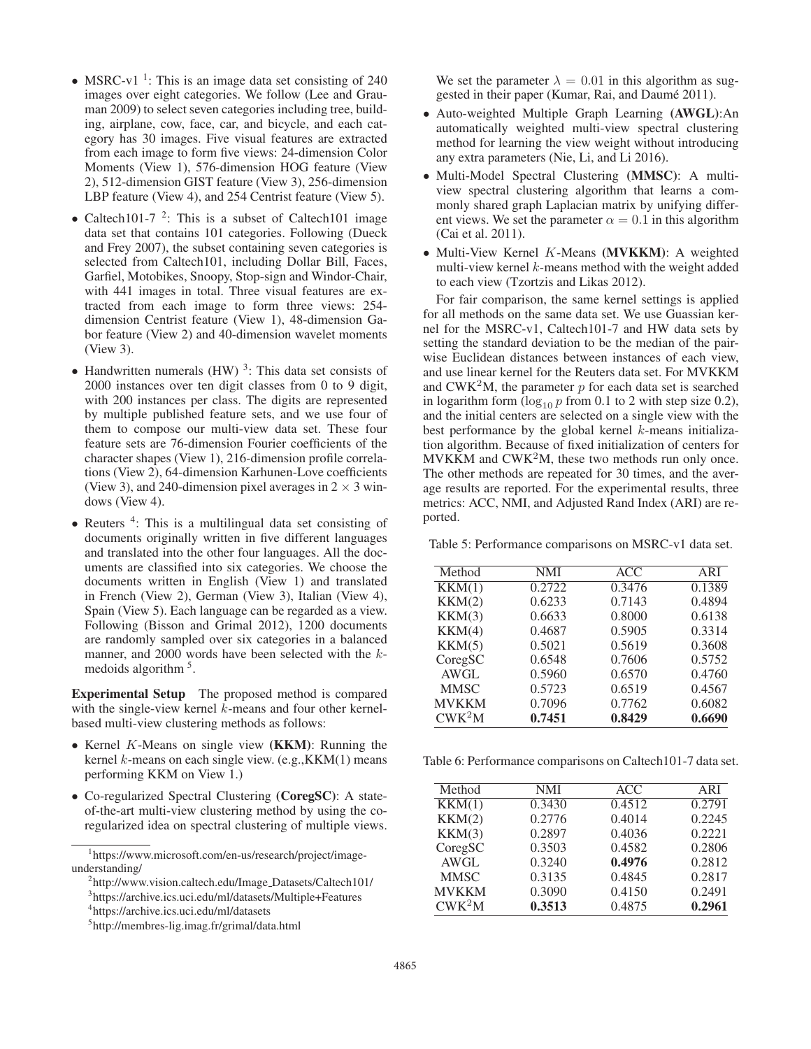- MSRC-v1 [1]: This is an image data set consisting of 240 images over eight categories. We follow (Lee and Grauman 2009) to select seven categories including tree, building, airplane, cow, face, car, and bicycle, and each category has 30 images. Five visual features are extracted from each image to form five views: 24-dimension Color Moments (View 1), 576-dimension HOG feature (View 2), 512-dimension GIST feature (View 3), 256-dimension LBP feature (View 4), and 254 Centrist feature (View 5).
- Caltech101-7 [2]: This is a subset of Caltech101 image data set that contains 101 categories. Following (Dueck and Frey 2007), the subset containing seven categories is selected from Caltech101, including Dollar Bill, Faces, Garfiel, Motobikes, Snoopy, Stop-sign and Windor-Chair, with 441 images in total. Three visual features are extracted from each image to form three views: 254-dimension Centrist feature (View 1), 48-dimension Gabor feature (View 2) and 40-dimension wavelet moments (View 3).
- Handwritten numerals (HW) [3]: This data set consists of 2000 instances over ten digit classes from 0 to 9 digit, with 200 instances per class. The digits are represented by multiple published feature sets, and we use four of them to compose our multi-view data set. These four feature sets are 76-dimension Fourier coefficients of the character shapes (View 1), 216-dimension profile correlations (View 2), 64-dimension Karhunen-Love coefficients (View 3), and 240-dimension pixel averages in $2 \times 3$ windows (View 4).
- Reuters [4]: This is a multilingual data set consisting of documents originally written in five different languages and translated into the other four languages. All the documents are classified into six categories. We choose the documents written in English (View 1) and translated in French (View 2), German (View 3), Italian (View 4), Spain (View 5). Each language can be regarded as a view. Following (Bisson and Grimal 2012), 1200 documents are randomly sampled over six categories in a balanced manner, and 2000 words have been selected with the $k$-medoids algorithm [5].

**Experimental Setup** The proposed method is compared with the single-view kernel $k$-means and four other kernel-based multi-view clustering methods as follows:

- Kernel $K$-Means on single view (**KKM**): Running the kernel $k$-means on each single view. (e.g.,KKM(1) means performing KKM on View 1.)
- Co-regularized Spectral Clustering (**CoregSC**): A state-of-the-art multi-view clustering method by using the co-regularized idea on spectral clustering of multiple views. We set the parameter $\lambda = 0.01$ in this algorithm as suggested in their paper (Kumar, Rai, and Daumé 2011).
- Auto-weighted Multiple Graph Learning (**AWGL**):An automatically weighted multi-view spectral clustering method for learning the view weight without introducing any extra parameters (Nie, Li, and Li 2016).
- Multi-Model Spectral Clustering (**MMSC**): A multi-view spectral clustering algorithm that learns a commonly shared graph Laplacian matrix by unifying different views. We set the parameter $\alpha = 0.1$ in this algorithm (Cai et al. 2011).
- Multi-View Kernel $K$-Means (**MVKKM**): A weighted multi-view kernel $k$-means method with the weight added to each view (Tzortzis and Likas 2012).

For fair comparison, the same kernel settings is applied for all methods on the same data set. We use Guassian kernel for the MSRC-v1, Caltech101-7 and HW data sets by setting the standard deviation to be the median of the pairwise Euclidean distances between instances of each view, and use linear kernel for the Reuters data set. For MVKKM and CWK$^2$M, the parameter $p$ for each data set is searched in logarithm form ($\log_{10} p$ from 0.1 to 2 with step size 0.2), and the initial centers are selected on a single view with the best performance by the global kernel $k$-means initialization algorithm. Because of fixed initialization of centers for MVKKM and CWK$^2$M, these two methods run only once. The other methods are repeated for 30 times, and the average results are reported. For the experimental results, three metrics: ACC, NMI, and Adjusted Rand Index (ARI) are reported.

Table 5: Performance comparisons on MSRC-v1 data set.

| Method | NMI | ACC | ARI |
|---|---|---|---|
| KKM(1) | 0.2722 | 0.3476 | 0.1389 |
| KKM(2) | 0.6233 | 0.7143 | 0.4894 |
| KKM(3) | 0.6633 | 0.8000 | 0.6138 |
| KKM(4) | 0.4687 | 0.5905 | 0.3314 |
| KKM(5) | 0.5021 | 0.5619 | 0.3608 |
| CoregSC | 0.6548 | 0.7606 | 0.5752 |
| AWGL | 0.5960 | 0.6570 | 0.4760 |
| MMSC | 0.5723 | 0.6519 | 0.4567 |
| MVKKM | 0.7096 | 0.7762 | 0.6082 |
| CWK$^2$M | **0.7451** | **0.8429** | **0.6690** |

Table 6: Performance comparisons on Caltech101-7 data set.

| Method | NMI | ACC | ARI |
|---|---|---|---|
| KKM(1) | 0.3430 | 0.4512 | 0.2791 |
| KKM(2) | 0.2776 | 0.4014 | 0.2245 |
| KKM(3) | 0.2897 | 0.4036 | 0.2221 |
| CoregSC | 0.3503 | 0.4582 | 0.2806 |
| AWGL | 0.3240 | **0.4976** | 0.2812 |
| MMSC | 0.3135 | 0.4845 | 0.2817 |
| MVKKM | 0.3090 | 0.4150 | 0.2491 |
| CWK$^2$M | **0.3513** | 0.4875 | **0.2961** |

[1] https://www.microsoft.com/en-us/research/project/image-understanding/

[2] http://www.vision.caltech.edu/Image_Datasets/Caltech101/

[3] https://archive.ics.uci.edu/ml/datasets/Multiple+Features

[4] https://archive.ics.uci.edu/ml/datasets

[5] http://membres-lig.imag.fr/grimal/data.html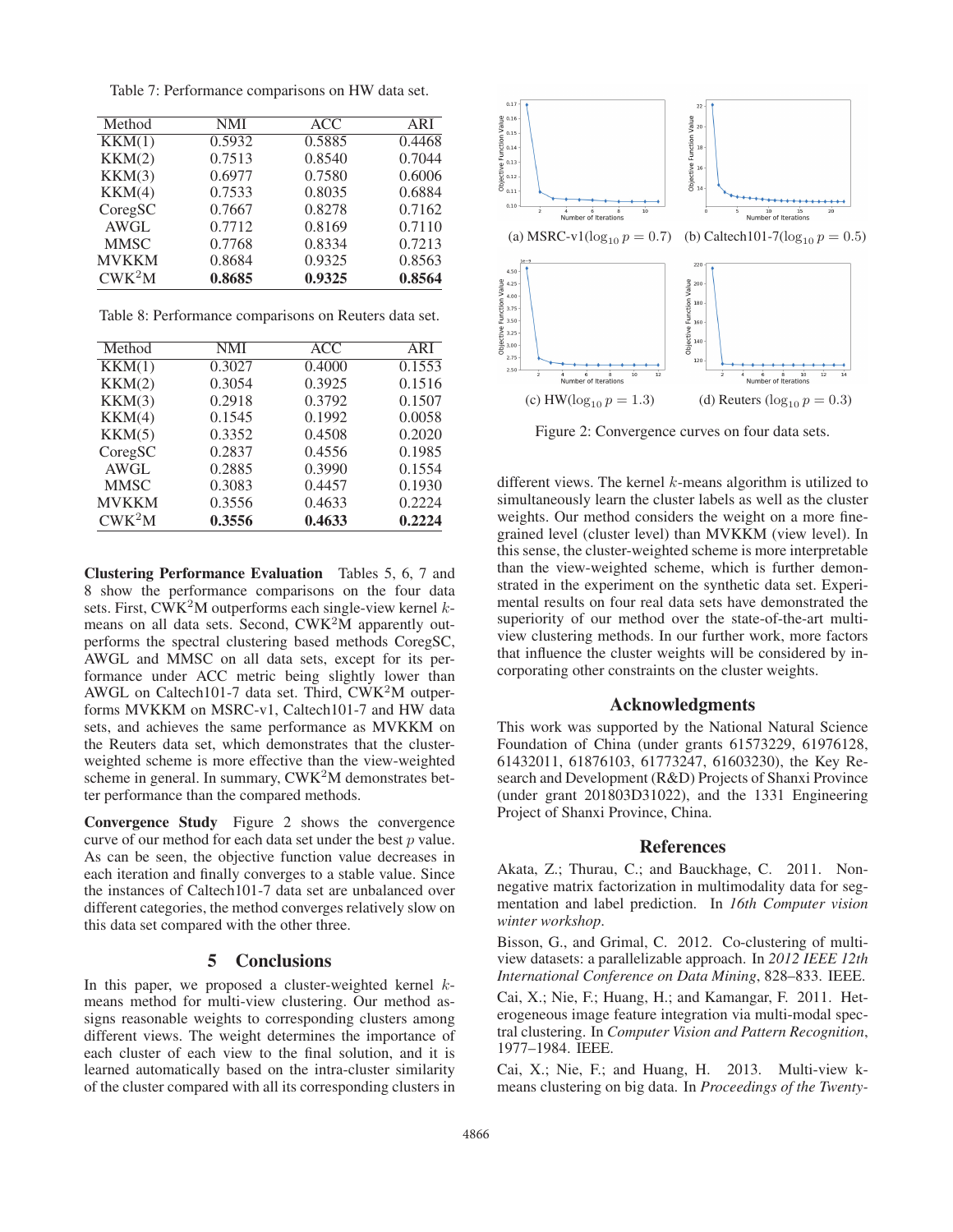Table 7: Performance comparisons on HW data set.

| Method | NMI | ACC | ARI |
|---|---|---|---|
| KKM(1) | 0.5932 | 0.5885 | 0.4468 |
| KKM(2) | 0.7513 | 0.8540 | 0.7044 |
| KKM(3) | 0.6977 | 0.7580 | 0.6006 |
| KKM(4) | 0.7533 | 0.8035 | 0.6884 |
| CoregSC | 0.7667 | 0.8278 | 0.7162 |
| AWGL | 0.7712 | 0.8169 | 0.7110 |
| MMSC | 0.7768 | 0.8334 | 0.7213 |
| MVKKM | 0.8684 | 0.9325 | 0.8563 |
| CWK$^2$M | **0.8685** | **0.9325** | **0.8564** |

Table 8: Performance comparisons on Reuters data set.

| Method | NMI | ACC | ARI |
|---|---|---|---|
| KKM(1) | 0.3027 | 0.4000 | 0.1553 |
| KKM(2) | 0.3054 | 0.3925 | 0.1516 |
| KKM(3) | 0.2918 | 0.3792 | 0.1507 |
| KKM(4) | 0.1545 | 0.1992 | 0.0058 |
| KKM(5) | 0.3352 | 0.4508 | 0.2020 |
| CoregSC | 0.2837 | 0.4556 | 0.1985 |
| AWGL | 0.2885 | 0.3990 | 0.1554 |
| MMSC | 0.3083 | 0.4457 | 0.1930 |
| MVKKM | 0.3556 | 0.4633 | 0.2224 |
| CWK$^2$M | **0.3556** | **0.4633** | **0.2224** |

**Clustering Performance Evaluation** Tables 5, 6, 7 and 8 show the performance comparisons on the four data sets. First, CWK$^2$M outperforms each single-view kernel $k$-means on all data sets. Second, CWK$^2$M apparently outperforms the spectral clustering based methods CoregSC, AWGL and MMSC on all data sets, except for its performance under ACC metric being slightly lower than AWGL on Caltech101-7 data set. Third, CWK$^2$M outperforms MVKKM on MSRC-v1, Caltech101-7 and HW data sets, and achieves the same performance as MVKKM on the Reuters data set, which demonstrates that the cluster-weighted scheme is more effective than the view-weighted scheme in general. In summary, CWK$^2$M demonstrates better performance than the compared methods.

**Convergence Study** Figure 2 shows the convergence curve of our method for each data set under the best $p$ value. As can be seen, the objective function value decreases in each iteration and finally converges to a stable value. Since the instances of Caltech101-7 data set are unbalanced over different categories, the method converges relatively slow on this data set compared with the other three.

## 5 Conclusions

In this paper, we proposed a cluster-weighted kernel $k$-means method for multi-view clustering. Our method assigns reasonable weights to corresponding clusters among different views. The weight determines the importance of each cluster of each view to the final solution, and it is learned automatically based on the intra-cluster similarity of the cluster compared with all its corresponding clusters in different views. The kernel $k$-means algorithm is utilized to simultaneously learn the cluster labels as well as the cluster weights. Our method considers the weight on a more fine-grained level (cluster level) than MVKKM (view level). In this sense, the cluster-weighted scheme is more interpretable than the view-weighted scheme, which is further demonstrated in the experiment on the synthetic data set. Experimental results on four real data sets have demonstrated the superiority of our method over the state-of-the-art multi-view clustering methods. In our further work, more factors that influence the cluster weights will be considered by incorporating other constraints on the cluster weights.

(a) MSRC-v1($\log_{10} p = 0.7$) (b) Caltech101-7($\log_{10} p = 0.5$)

(c) HW($\log_{10} p = 1.3$) (d) Reuters ($\log_{10} p = 0.3$)

Figure 2: Convergence curves on four data sets.

## Acknowledgments

This work was supported by the National Natural Science Foundation of China (under grants 61573229, 61976128, 61432011, 61876103, 61773247, 61603230), the Key Research and Development (R&D) Projects of Shanxi Province (under grant 201803D31022), and the 1331 Engineering Project of Shanxi Province, China.

## References

Akata, Z.; Thurau, C.; and Bauckhage, C. 2011. Non-negative matrix factorization in multimodality data for segmentation and label prediction. In *16th Computer vision winter workshop*.

Bisson, G., and Grimal, C. 2012. Co-clustering of multi-view datasets: a parallelizable approach. In *2012 IEEE 12th International Conference on Data Mining*, 828–833. IEEE.

Cai, X.; Nie, F.; Huang, H.; and Kamangar, F. 2011. Heterogeneous image feature integration via multi-modal spectral clustering. In *Computer Vision and Pattern Recognition*, 1977–1984. IEEE.

Cai, X.; Nie, F.; and Huang, H. 2013. Multi-view k-means clustering on big data. In *Proceedings of the Twenty-*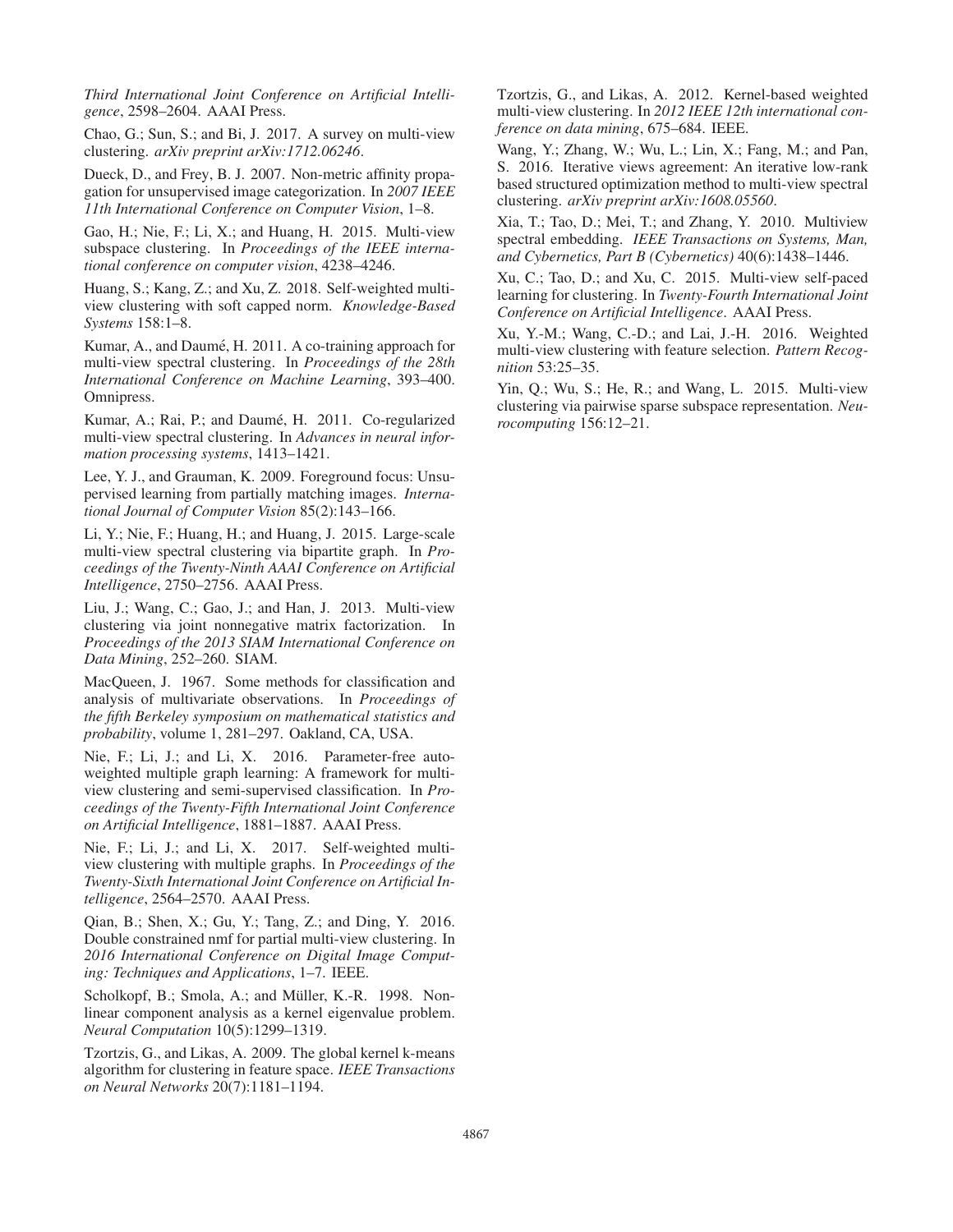*Third International Joint Conference on Artificial Intelligence*, 2598–2604. AAAI Press.

Chao, G.; Sun, S.; and Bi, J. 2017. A survey on multi-view clustering. *arXiv preprint arXiv:1712.06246*.

Dueck, D., and Frey, B. J. 2007. Non-metric affinity propagation for unsupervised image categorization. In *2007 IEEE 11th International Conference on Computer Vision*, 1–8.

Gao, H.; Nie, F.; Li, X.; and Huang, H. 2015. Multi-view subspace clustering. In *Proceedings of the IEEE international conference on computer vision*, 4238–4246.

Huang, S.; Kang, Z.; and Xu, Z. 2018. Self-weighted multi-view clustering with soft capped norm. *Knowledge-Based Systems* 158:1–8.

Kumar, A., and Daumé, H. 2011. A co-training approach for multi-view spectral clustering. In *Proceedings of the 28th International Conference on Machine Learning*, 393–400. Omnipress.

Kumar, A.; Rai, P.; and Daumé, H. 2011. Co-regularized multi-view spectral clustering. In *Advances in neural information processing systems*, 1413–1421.

Lee, Y. J., and Grauman, K. 2009. Foreground focus: Unsupervised learning from partially matching images. *International Journal of Computer Vision* 85(2):143–166.

Li, Y.; Nie, F.; Huang, H.; and Huang, J. 2015. Large-scale multi-view spectral clustering via bipartite graph. In *Proceedings of the Twenty-Ninth AAAI Conference on Artificial Intelligence*, 2750–2756. AAAI Press.

Liu, J.; Wang, C.; Gao, J.; and Han, J. 2013. Multi-view clustering via joint nonnegative matrix factorization. In *Proceedings of the 2013 SIAM International Conference on Data Mining*, 252–260. SIAM.

MacQueen, J. 1967. Some methods for classification and analysis of multivariate observations. In *Proceedings of the fifth Berkeley symposium on mathematical statistics and probability*, volume 1, 281–297. Oakland, CA, USA.

Nie, F.; Li, J.; and Li, X. 2016. Parameter-free auto-weighted multiple graph learning: A framework for multiview clustering and semi-supervised classification. In *Proceedings of the Twenty-Fifth International Joint Conference on Artificial Intelligence*, 1881–1887. AAAI Press.

Nie, F.; Li, J.; and Li, X. 2017. Self-weighted multiview clustering with multiple graphs. In *Proceedings of the Twenty-Sixth International Joint Conference on Artificial Intelligence*, 2564–2570. AAAI Press.

Qian, B.; Shen, X.; Gu, Y.; Tang, Z.; and Ding, Y. 2016. Double constrained nmf for partial multi-view clustering. In *2016 International Conference on Digital Image Computing: Techniques and Applications*, 1–7. IEEE.

Scholkopf, B.; Smola, A.; and Müller, K.-R. 1998. Nonlinear component analysis as a kernel eigenvalue problem. *Neural Computation* 10(5):1299–1319.

Tzortzis, G., and Likas, A. 2009. The global kernel k-means algorithm for clustering in feature space. *IEEE Transactions on Neural Networks* 20(7):1181–1194.

Tzortzis, G., and Likas, A. 2012. Kernel-based weighted multi-view clustering. In *2012 IEEE 12th international conference on data mining*, 675–684. IEEE.

Wang, Y.; Zhang, W.; Wu, L.; Lin, X.; Fang, M.; and Pan, S. 2016. Iterative views agreement: An iterative low-rank based structured optimization method to multi-view spectral clustering. *arXiv preprint arXiv:1608.05560*.

Xia, T.; Tao, D.; Mei, T.; and Zhang, Y. 2010. Multiview spectral embedding. *IEEE Transactions on Systems, Man, and Cybernetics, Part B (Cybernetics)* 40(6):1438–1446.

Xu, C.; Tao, D.; and Xu, C. 2015. Multi-view self-paced learning for clustering. In *Twenty-Fourth International Joint Conference on Artificial Intelligence*. AAAI Press.

Xu, Y.-M.; Wang, C.-D.; and Lai, J.-H. 2016. Weighted multi-view clustering with feature selection. *Pattern Recognition* 53:25–35.

Yin, Q.; Wu, S.; He, R.; and Wang, L. 2015. Multi-view clustering via pairwise sparse subspace representation. *Neurocomputing* 156:12–21.